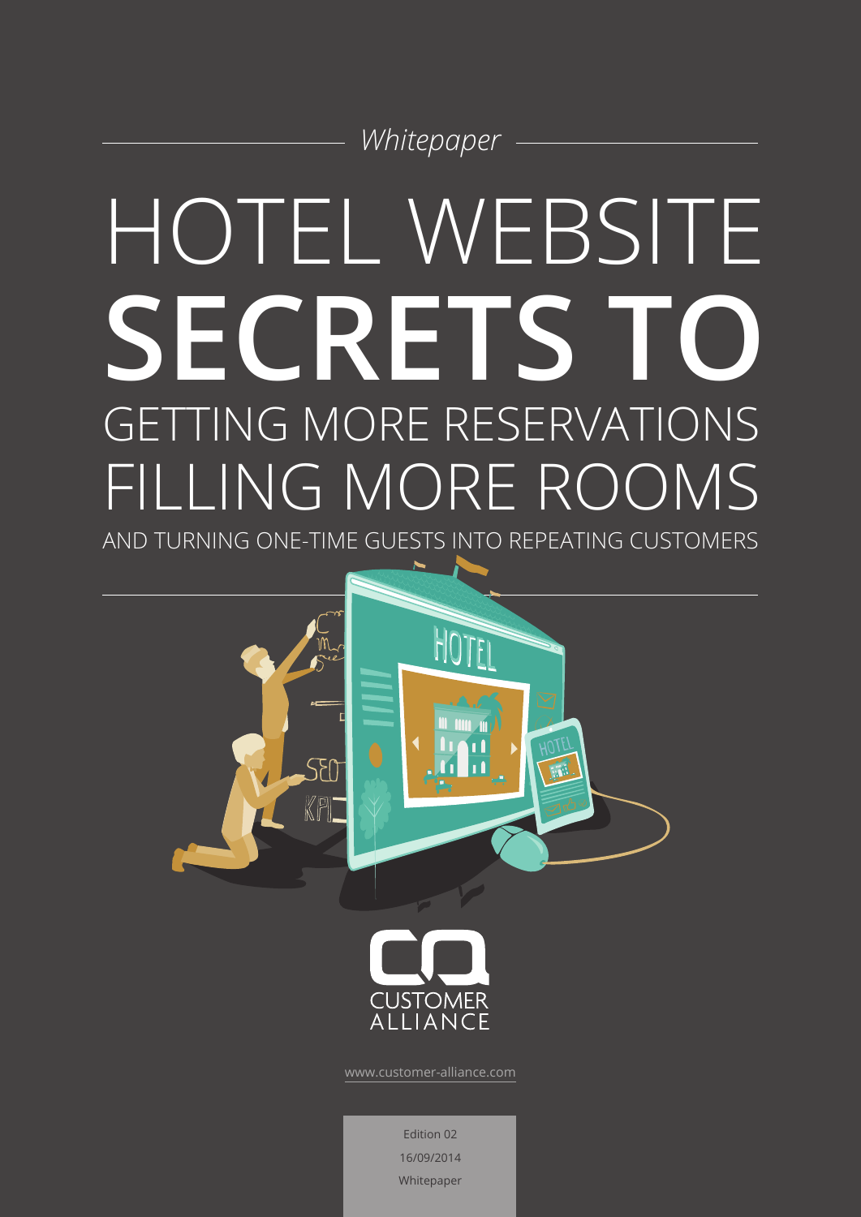*Whitepaper*

# HOTEL WEBSITE **SECRETS TO** GETTING MORE RESERVATIONS FILLING MORE ROOMS

AND TURNING ONE-TIME GUESTS INTO REPEATING CUSTOMERS

CUSTOMER ALLIANCE

www.customer-alliance.com

Edition 02
16/09/2014
Whitepaper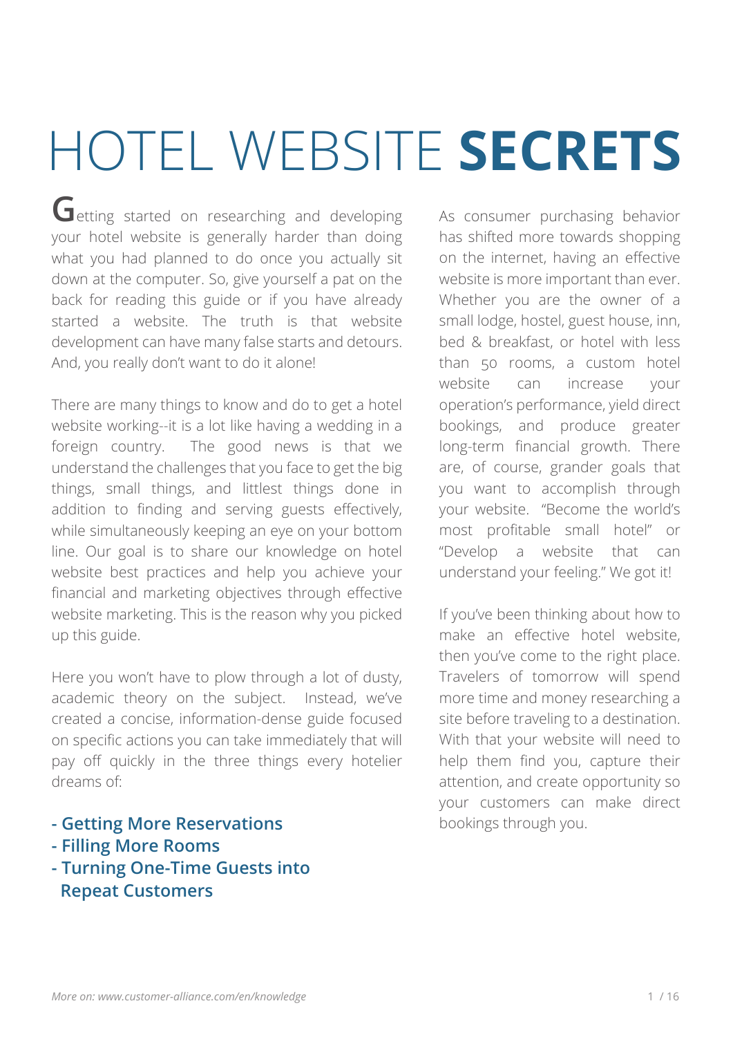# HOTEL WEBSITE **SECRETS**

Getting started on researching and developing your hotel website is generally harder than doing what you had planned to do once you actually sit down at the computer. So, give yourself a pat on the back for reading this guide or if you have already started a website. The truth is that website development can have many false starts and detours. And, you really don't want to do it alone!

There are many things to know and do to get a hotel website working--it is a lot like having a wedding in a foreign country. The good news is that we understand the challenges that you face to get the big things, small things, and littlest things done in addition to finding and serving guests effectively, while simultaneously keeping an eye on your bottom line. Our goal is to share our knowledge on hotel website best practices and help you achieve your financial and marketing objectives through effective website marketing. This is the reason why you picked up this guide.

Here you won't have to plow through a lot of dusty, academic theory on the subject. Instead, we've created a concise, information-dense guide focused on specific actions you can take immediately that will pay off quickly in the three things every hotelier dreams of:

- **Getting More Reservations**
- **Filling More Rooms**
- **Turning One-Time Guests into Repeat Customers**

As consumer purchasing behavior has shifted more towards shopping on the internet, having an effective website is more important than ever. Whether you are the owner of a small lodge, hostel, guest house, inn, bed & breakfast, or hotel with less than 50 rooms, a custom hotel website can increase your operation's performance, yield direct bookings, and produce greater long-term financial growth. There are, of course, grander goals that you want to accomplish through your website. "Become the world's most profitable small hotel" or "Develop a website that can understand your feeling." We got it!

If you've been thinking about how to make an effective hotel website, then you've come to the right place. Travelers of tomorrow will spend more time and money researching a site before traveling to a destination. With that your website will need to help them find you, capture their attention, and create opportunity so your customers can make direct bookings through you.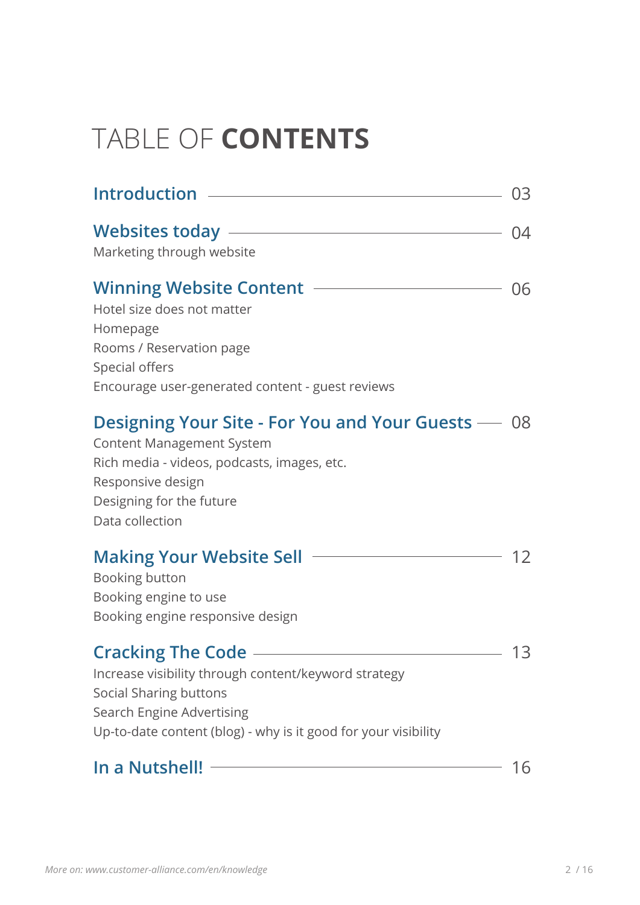# TABLE OF **CONTENTS**

**Introduction** — 03

**Websites today** — 04

Marketing through website

**Winning Website Content** — 06

Hotel size does not matter
Homepage
Rooms / Reservation page
Special offers
Encourage user-generated content - guest reviews

**Designing Your Site - For You and Your Guests** — 08

Content Management System
Rich media - videos, podcasts, images, etc.
Responsive design
Designing for the future
Data collection

**Making Your Website Sell** — 12

Booking button
Booking engine to use
Booking engine responsive design

**Cracking The Code** — 13

Increase visibility through content/keyword strategy
Social Sharing buttons
Search Engine Advertising
Up-to-date content (blog) - why is it good for your visibility

**In a Nutshell!** — 16

*More on: www.customer-alliance.com/en/knowledge*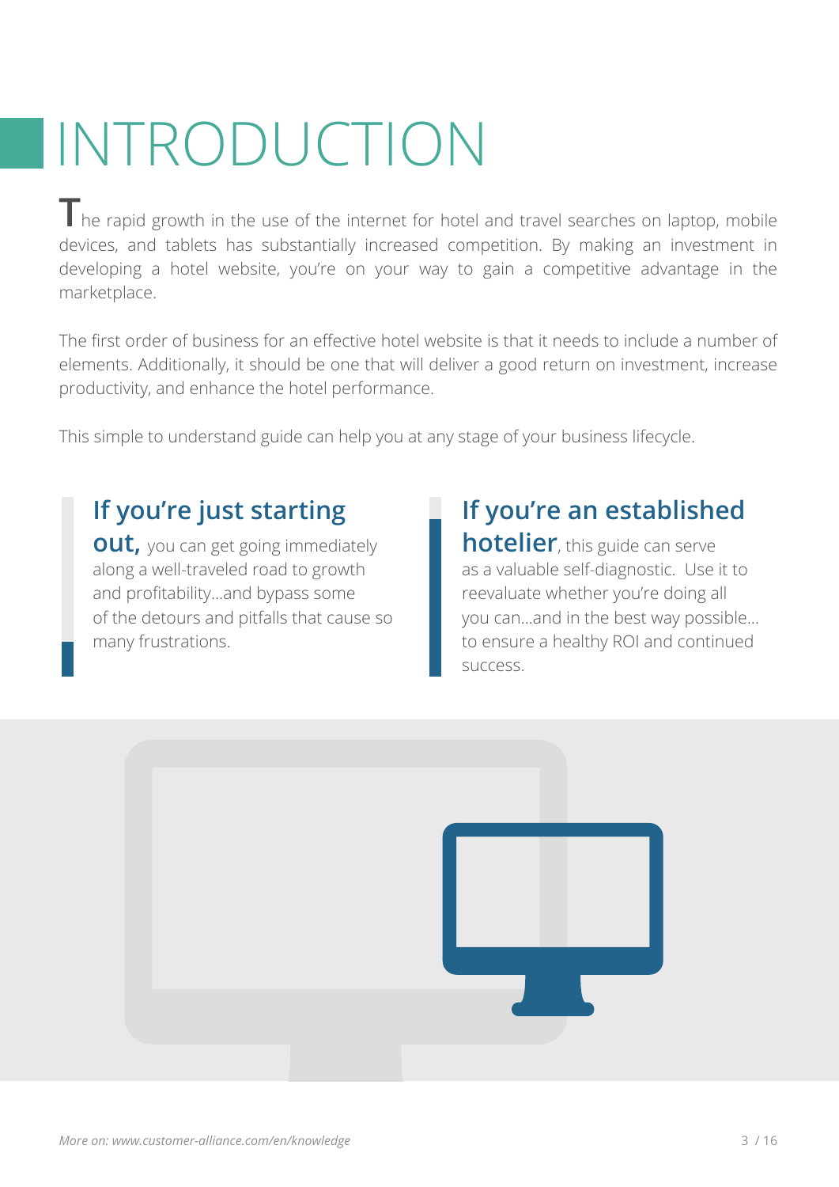# INTRODUCTION

The rapid growth in the use of the internet for hotel and travel searches on laptop, mobile devices, and tablets has substantially increased competition. By making an investment in developing a hotel website, you're on your way to gain a competitive advantage in the marketplace.

The first order of business for an effective hotel website is that it needs to include a number of elements. Additionally, it should be one that will deliver a good return on investment, increase productivity, and enhance the hotel performance.

This simple to understand guide can help you at any stage of your business lifecycle.

**If you're just starting out,** you can get going immediately along a well-traveled road to growth and profitability...and bypass some of the detours and pitfalls that cause so many frustrations.

**If you're an established hotelier**, this guide can serve as a valuable self-diagnostic. Use it to reevaluate whether you're doing all you can...and in the best way possible... to ensure a healthy ROI and continued success.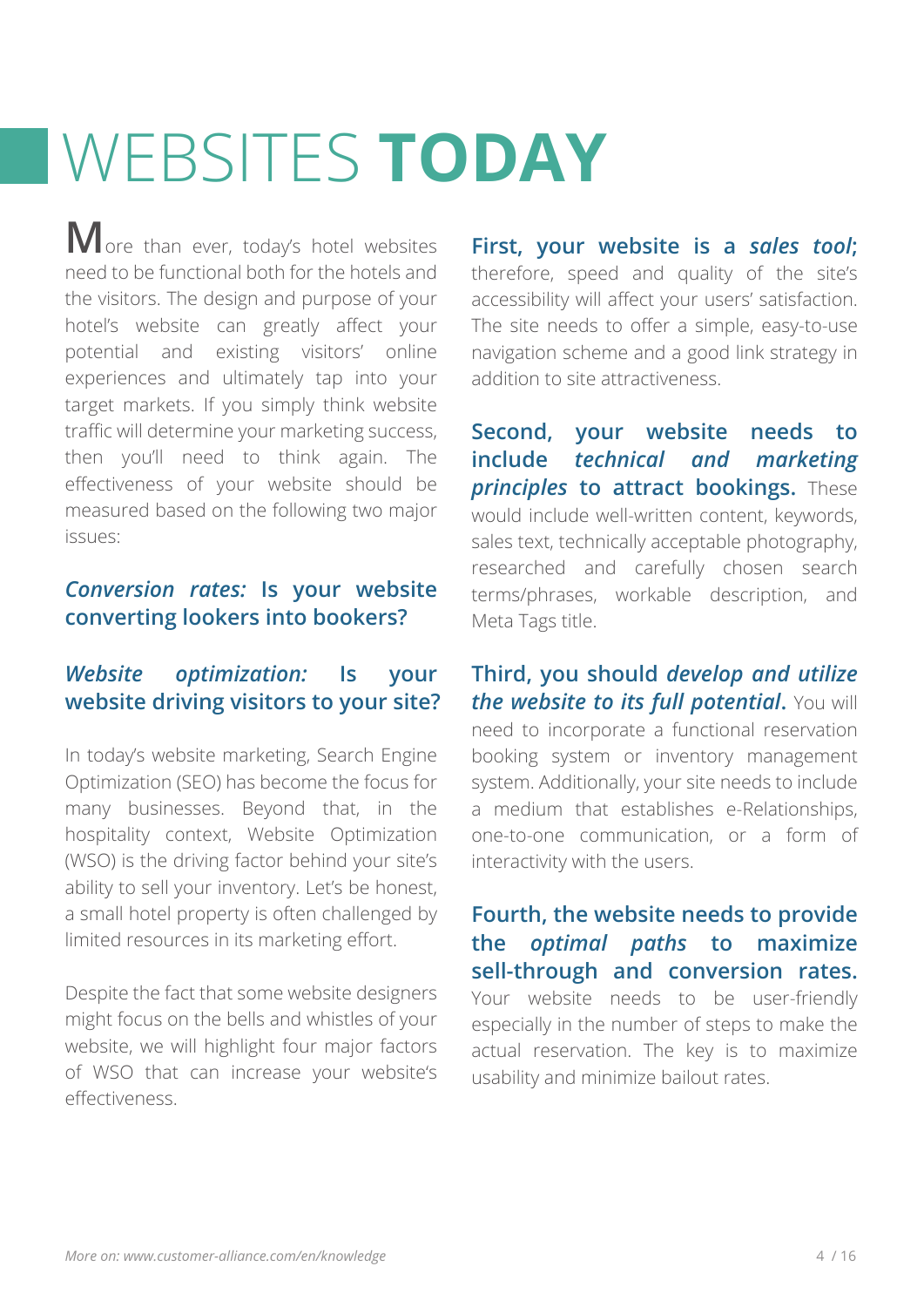# WEBSITES **TODAY**

More than ever, today's hotel websites need to be functional both for the hotels and the visitors. The design and purpose of your hotel's website can greatly affect your potential and existing visitors' online experiences and ultimately tap into your target markets. If you simply think website traffic will determine your marketing success, then you'll need to think again. The effectiveness of your website should be measured based on the following two major issues:

***Conversion rates:* Is your website converting lookers into bookers?**

***Website optimization:* Is your website driving visitors to your site?**

In today's website marketing, Search Engine Optimization (SEO) has become the focus for many businesses. Beyond that, in the hospitality context, Website Optimization (WSO) is the driving factor behind your site's ability to sell your inventory. Let's be honest, a small hotel property is often challenged by limited resources in its marketing effort.

Despite the fact that some website designers might focus on the bells and whistles of your website, we will highlight four major factors of WSO that can increase your website's effectiveness.

**First, your website is a *sales tool*;** therefore, speed and quality of the site's accessibility will affect your users' satisfaction. The site needs to offer a simple, easy-to-use navigation scheme and a good link strategy in addition to site attractiveness.

**Second, your website needs to include *technical and marketing principles* to attract bookings.** These would include well-written content, keywords, sales text, technically acceptable photography, researched and carefully chosen search terms/phrases, workable description, and Meta Tags title.

**Third, you should *develop and utilize the website to its full potential*.** You will need to incorporate a functional reservation booking system or inventory management system. Additionally, your site needs to include a medium that establishes e-Relationships, one-to-one communication, or a form of interactivity with the users.

**Fourth, the website needs to provide the *optimal paths* to maximize sell-through and conversion rates.** Your website needs to be user-friendly especially in the number of steps to make the actual reservation. The key is to maximize usability and minimize bailout rates.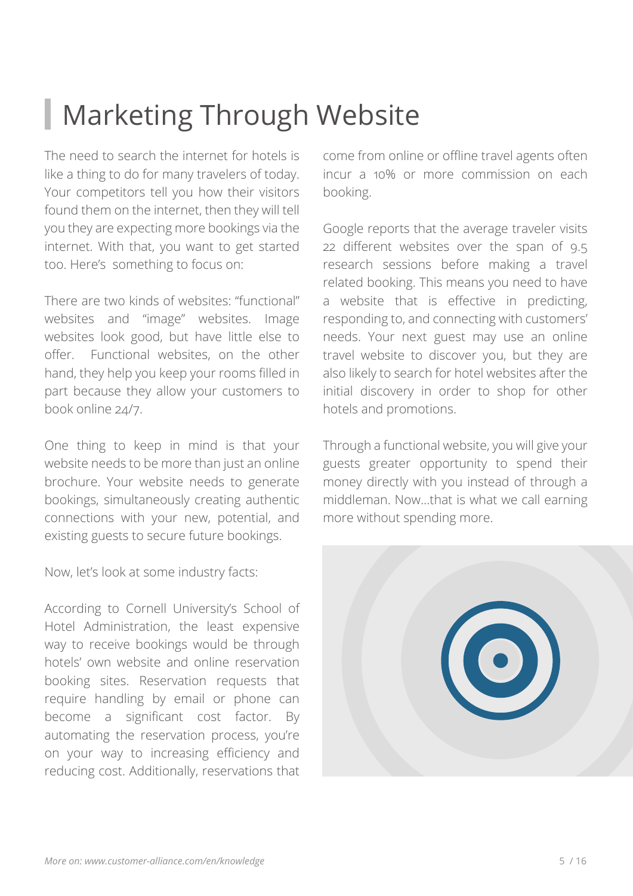# Marketing Through Website

The need to search the internet for hotels is like a thing to do for many travelers of today. Your competitors tell you how their visitors found them on the internet, then they will tell you they are expecting more bookings via the internet. With that, you want to get started too. Here's something to focus on:

There are two kinds of websites: "functional" websites and "image" websites. Image websites look good, but have little else to offer. Functional websites, on the other hand, they help you keep your rooms filled in part because they allow your customers to book online 24/7.

One thing to keep in mind is that your website needs to be more than just an online brochure. Your website needs to generate bookings, simultaneously creating authentic connections with your new, potential, and existing guests to secure future bookings.

Now, let's look at some industry facts:

According to Cornell University's School of Hotel Administration, the least expensive way to receive bookings would be through hotels' own website and online reservation booking sites. Reservation requests that require handling by email or phone can become a significant cost factor. By automating the reservation process, you're on your way to increasing efficiency and reducing cost. Additionally, reservations that come from online or offline travel agents often incur a 10% or more commission on each booking.

Google reports that the average traveler visits 22 different websites over the span of 9.5 research sessions before making a travel related booking. This means you need to have a website that is effective in predicting, responding to, and connecting with customers' needs. Your next guest may use an online travel website to discover you, but they are also likely to search for hotel websites after the initial discovery in order to shop for other hotels and promotions.

Through a functional website, you will give your guests greater opportunity to spend their money directly with you instead of through a middleman. Now...that is what we call earning more without spending more.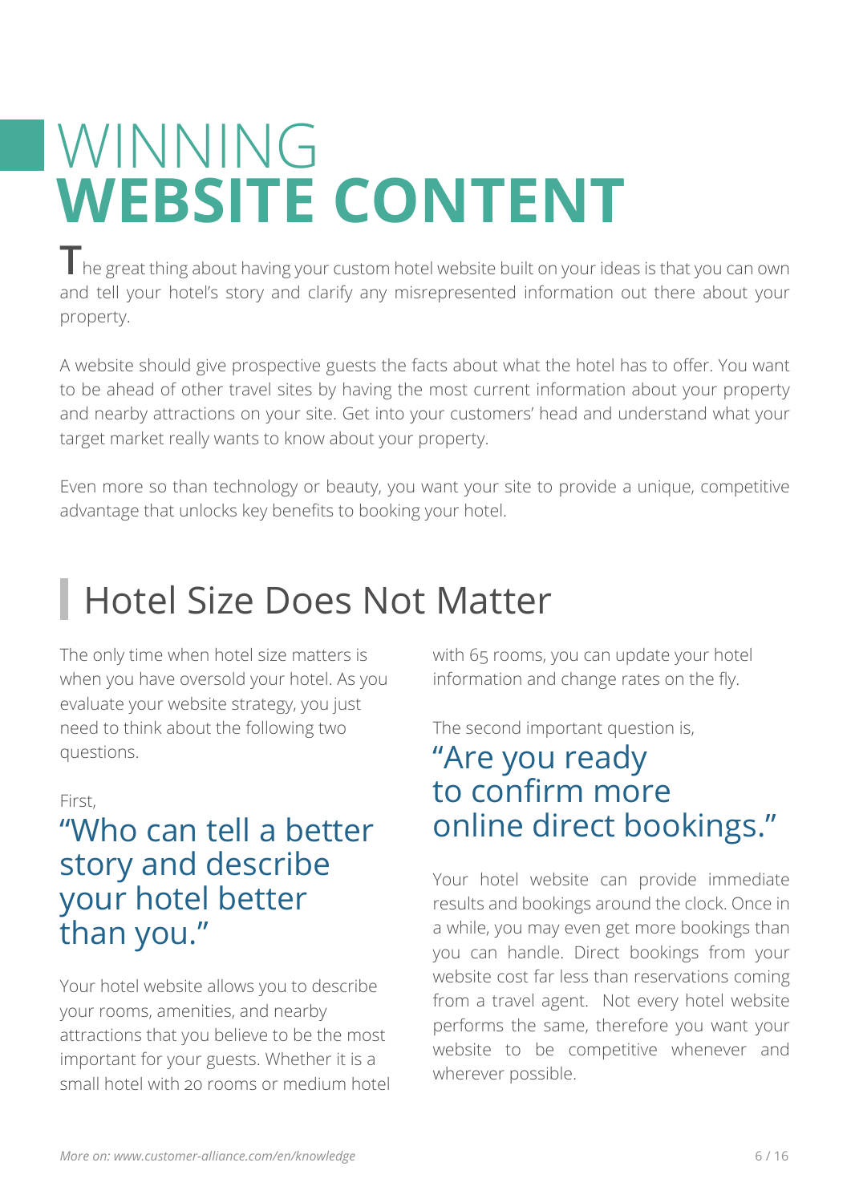# WINNING **WEBSITE CONTENT**

The great thing about having your custom hotel website built on your ideas is that you can own and tell your hotel's story and clarify any misrepresented information out there about your property.

A website should give prospective guests the facts about what the hotel has to offer. You want to be ahead of other travel sites by having the most current information about your property and nearby attractions on your site. Get into your customers' head and understand what your target market really wants to know about your property.

Even more so than technology or beauty, you want your site to provide a unique, competitive advantage that unlocks key benefits to booking your hotel.

## Hotel Size Does Not Matter

The only time when hotel size matters is when you have oversold your hotel. As you evaluate your website strategy, you just need to think about the following two questions.

First,

### "Who can tell a better story and describe your hotel better than you."

Your hotel website allows you to describe your rooms, amenities, and nearby attractions that you believe to be the most important for your guests. Whether it is a small hotel with 20 rooms or medium hotel with 65 rooms, you can update your hotel information and change rates on the fly.

The second important question is,

### "Are you ready to confirm more online direct bookings."

Your hotel website can provide immediate results and bookings around the clock. Once in a while, you may even get more bookings than you can handle. Direct bookings from your website cost far less than reservations coming from a travel agent. Not every hotel website performs the same, therefore you want your website to be competitive whenever and wherever possible.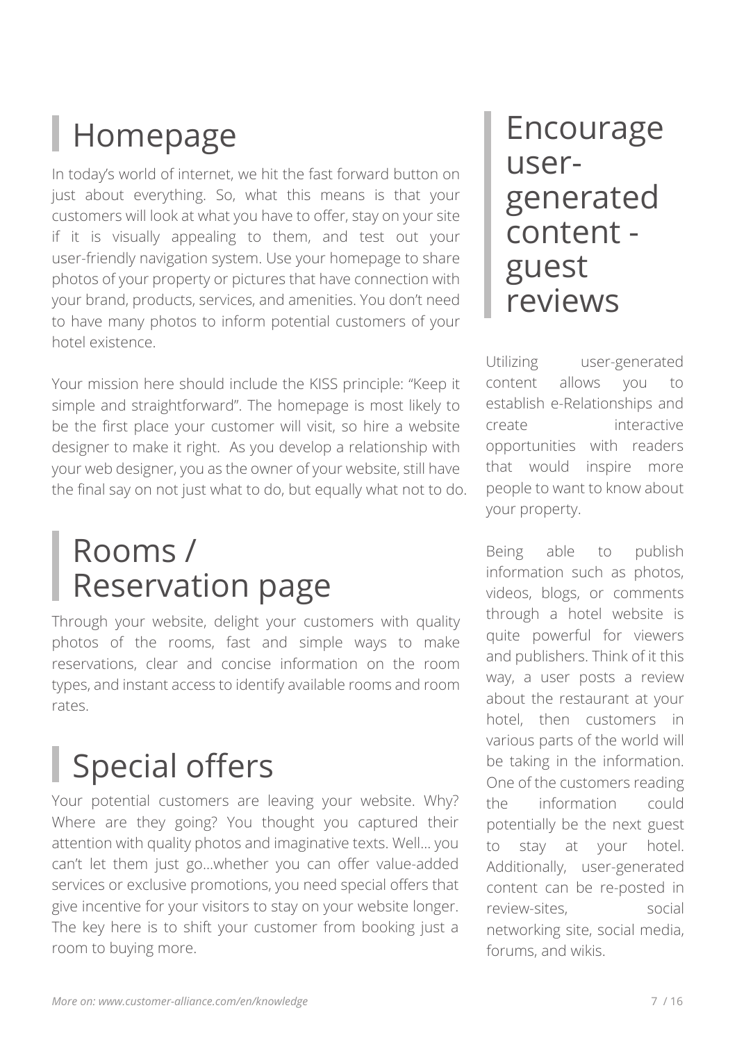## Homepage

In today's world of internet, we hit the fast forward button on just about everything. So, what this means is that your customers will look at what you have to offer, stay on your site if it is visually appealing to them, and test out your user-friendly navigation system. Use your homepage to share photos of your property or pictures that have connection with your brand, products, services, and amenities. You don't need to have many photos to inform potential customers of your hotel existence.

Your mission here should include the KISS principle: "Keep it simple and straightforward". The homepage is most likely to be the first place your customer will visit, so hire a website designer to make it right. As you develop a relationship with your web designer, you as the owner of your website, still have the final say on not just what to do, but equally what not to do.

## Rooms / Reservation page

Through your website, delight your customers with quality photos of the rooms, fast and simple ways to make reservations, clear and concise information on the room types, and instant access to identify available rooms and room rates.

## Special offers

Your potential customers are leaving your website. Why? Where are they going? You thought you captured their attention with quality photos and imaginative texts. Well... you can't let them just go...whether you can offer value-added services or exclusive promotions, you need special offers that give incentive for your visitors to stay on your website longer. The key here is to shift your customer from booking just a room to buying more.

## Encourage user-generated content - guest reviews

Utilizing user-generated content allows you to establish e-Relationships and create interactive opportunities with readers that would inspire more people to want to know about your property.

Being able to publish information such as photos, videos, blogs, or comments through a hotel website is quite powerful for viewers and publishers. Think of it this way, a user posts a review about the restaurant at your hotel, then customers in various parts of the world will be taking in the information. One of the customers reading the information could potentially be the next guest to stay at your hotel. Additionally, user-generated content can be re-posted in review-sites, social networking site, social media, forums, and wikis.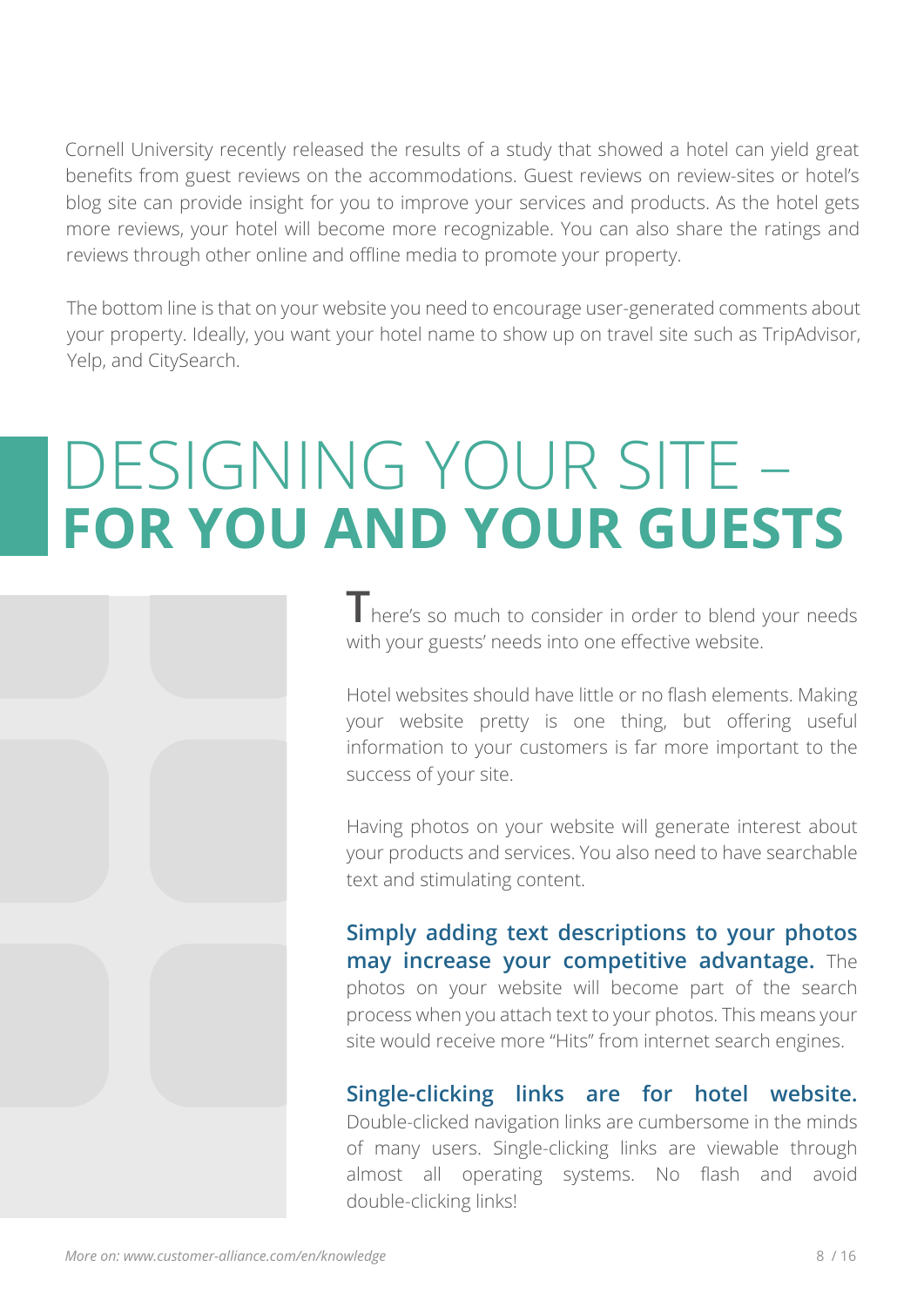Cornell University recently released the results of a study that showed a hotel can yield great benefits from guest reviews on the accommodations. Guest reviews on review-sites or hotel's blog site can provide insight for you to improve your services and products. As the hotel gets more reviews, your hotel will become more recognizable. You can also share the ratings and reviews through other online and offline media to promote your property.

The bottom line is that on your website you need to encourage user-generated comments about your property. Ideally, you want your hotel name to show up on travel site such as TripAdvisor, Yelp, and CitySearch.

# DESIGNING YOUR SITE – **FOR YOU AND YOUR GUESTS**

There's so much to consider in order to blend your needs with your guests' needs into one effective website.

Hotel websites should have little or no flash elements. Making your website pretty is one thing, but offering useful information to your customers is far more important to the success of your site.

Having photos on your website will generate interest about your products and services. You also need to have searchable text and stimulating content.

**Simply adding text descriptions to your photos may increase your competitive advantage.** The photos on your website will become part of the search process when you attach text to your photos. This means your site would receive more "Hits" from internet search engines.

**Single-clicking links are for hotel website.** Double-clicked navigation links are cumbersome in the minds of many users. Single-clicking links are viewable through almost all operating systems. No flash and avoid double-clicking links!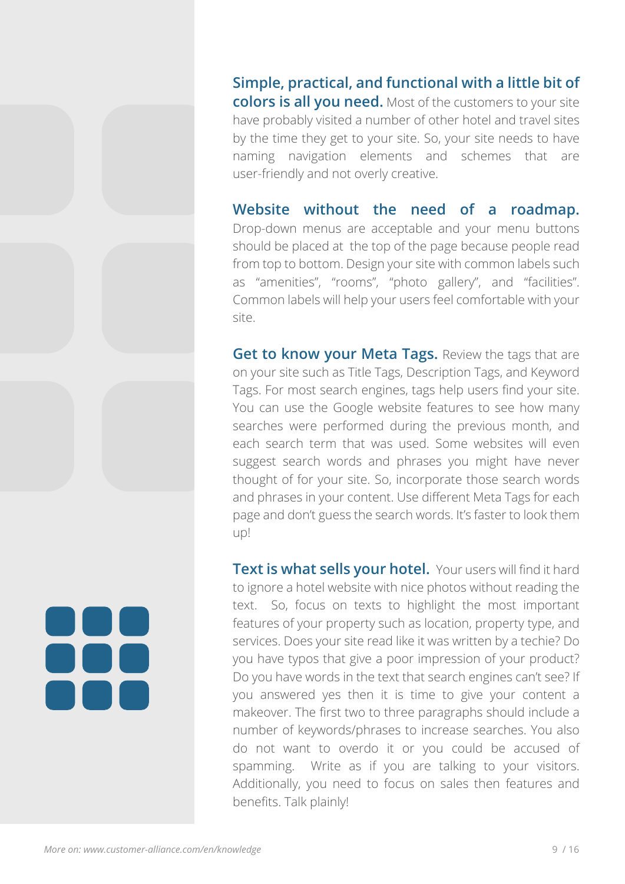**Simple, practical, and functional with a little bit of colors is all you need.** Most of the customers to your site have probably visited a number of other hotel and travel sites by the time they get to your site. So, your site needs to have naming navigation elements and schemes that are user-friendly and not overly creative.

**Website without the need of a roadmap.** Drop-down menus are acceptable and your menu buttons should be placed at the top of the page because people read from top to bottom. Design your site with common labels such as "amenities", "rooms", "photo gallery", and "facilities". Common labels will help your users feel comfortable with your site.

**Get to know your Meta Tags.** Review the tags that are on your site such as Title Tags, Description Tags, and Keyword Tags. For most search engines, tags help users find your site. You can use the Google website features to see how many searches were performed during the previous month, and each search term that was used. Some websites will even suggest search words and phrases you might have never thought of for your site. So, incorporate those search words and phrases in your content. Use different Meta Tags for each page and don't guess the search words. It's faster to look them up!

**Text is what sells your hotel.** Your users will find it hard to ignore a hotel website with nice photos without reading the text. So, focus on texts to highlight the most important features of your property such as location, property type, and services. Does your site read like it was written by a techie? Do you have typos that give a poor impression of your product? Do you have words in the text that search engines can't see? If you answered yes then it is time to give your content a makeover. The first two to three paragraphs should include a number of keywords/phrases to increase searches. You also do not want to overdo it or you could be accused of spamming. Write as if you are talking to your visitors. Additionally, you need to focus on sales then features and benefits. Talk plainly!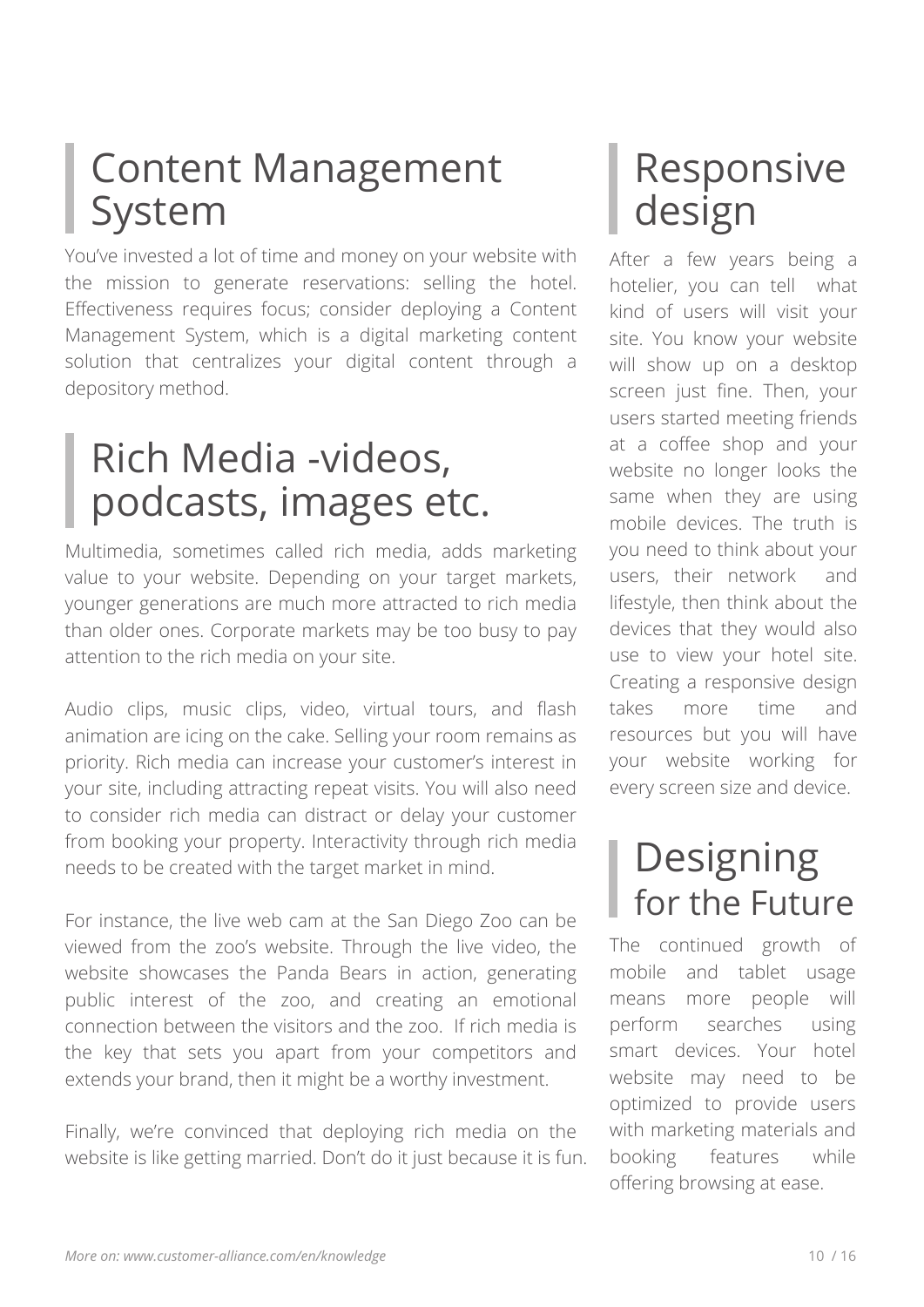## Content Management System

You've invested a lot of time and money on your website with the mission to generate reservations: selling the hotel. Effectiveness requires focus; consider deploying a Content Management System, which is a digital marketing content solution that centralizes your digital content through a depository method.

## Rich Media -videos, podcasts, images etc.

Multimedia, sometimes called rich media, adds marketing value to your website. Depending on your target markets, younger generations are much more attracted to rich media than older ones. Corporate markets may be too busy to pay attention to the rich media on your site.

Audio clips, music clips, video, virtual tours, and flash animation are icing on the cake. Selling your room remains as priority. Rich media can increase your customer's interest in your site, including attracting repeat visits. You will also need to consider rich media can distract or delay your customer from booking your property. Interactivity through rich media needs to be created with the target market in mind.

For instance, the live web cam at the San Diego Zoo can be viewed from the zoo's website. Through the live video, the website showcases the Panda Bears in action, generating public interest of the zoo, and creating an emotional connection between the visitors and the zoo. If rich media is the key that sets you apart from your competitors and extends your brand, then it might be a worthy investment.

Finally, we're convinced that deploying rich media on the website is like getting married. Don't do it just because it is fun.

## Responsive design

After a few years being a hotelier, you can tell what kind of users will visit your site. You know your website will show up on a desktop screen just fine. Then, your users started meeting friends at a coffee shop and your website no longer looks the same when they are using mobile devices. The truth is you need to think about your users, their network and lifestyle, then think about the devices that they would also use to view your hotel site. Creating a responsive design takes more time and resources but you will have your website working for every screen size and device.

## Designing for the Future

The continued growth of mobile and tablet usage means more people will perform searches using smart devices. Your hotel website may need to be optimized to provide users with marketing materials and booking features while offering browsing at ease.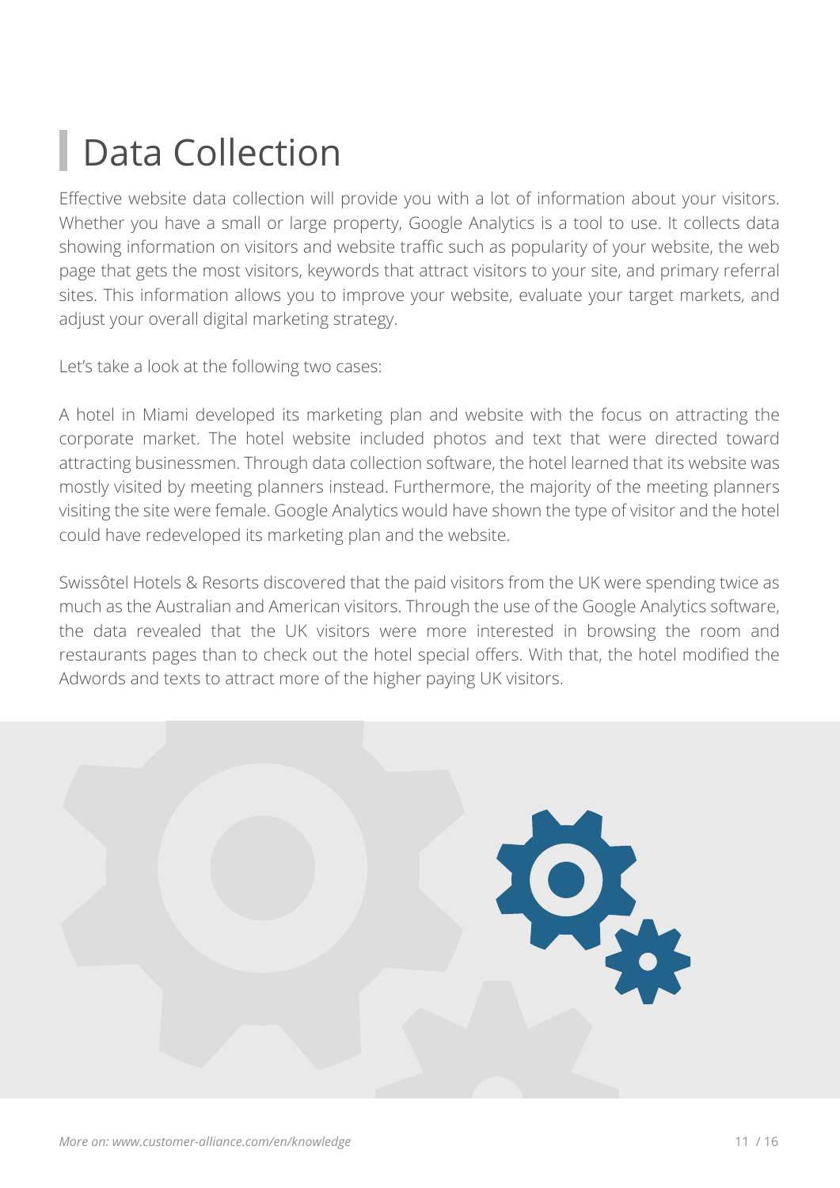# Data Collection

Effective website data collection will provide you with a lot of information about your visitors. Whether you have a small or large property, Google Analytics is a tool to use. It collects data showing information on visitors and website traffic such as popularity of your website, the web page that gets the most visitors, keywords that attract visitors to your site, and primary referral sites. This information allows you to improve your website, evaluate your target markets, and adjust your overall digital marketing strategy.

Let's take a look at the following two cases:

A hotel in Miami developed its marketing plan and website with the focus on attracting the corporate market. The hotel website included photos and text that were directed toward attracting businessmen. Through data collection software, the hotel learned that its website was mostly visited by meeting planners instead. Furthermore, the majority of the meeting planners visiting the site were female. Google Analytics would have shown the type of visitor and the hotel could have redeveloped its marketing plan and the website.

Swissôtel Hotels & Resorts discovered that the paid visitors from the UK were spending twice as much as the Australian and American visitors. Through the use of the Google Analytics software, the data revealed that the UK visitors were more interested in browsing the room and restaurants pages than to check out the hotel special offers. With that, the hotel modified the Adwords and texts to attract more of the higher paying UK visitors.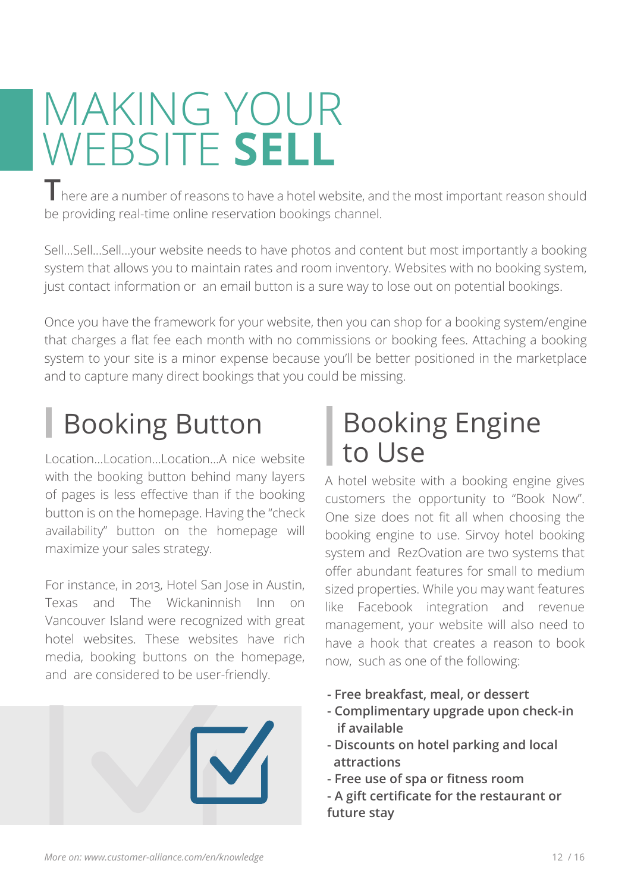# MAKING YOUR WEBSITE **SELL**

There are a number of reasons to have a hotel website, and the most important reason should be providing real-time online reservation bookings channel.

Sell...Sell...Sell...your website needs to have photos and content but most importantly a booking system that allows you to maintain rates and room inventory. Websites with no booking system, just contact information or an email button is a sure way to lose out on potential bookings.

Once you have the framework for your website, then you can shop for a booking system/engine that charges a flat fee each month with no commissions or booking fees. Attaching a booking system to your site is a minor expense because you'll be better positioned in the marketplace and to capture many direct bookings that you could be missing.

## Booking Button

Location...Location...Location...A nice website with the booking button behind many layers of pages is less effective than if the booking button is on the homepage. Having the "check availability" button on the homepage will maximize your sales strategy.

For instance, in 2013, Hotel San Jose in Austin, Texas and The Wickaninnish Inn on Vancouver Island were recognized with great hotel websites. These websites have rich media, booking buttons on the homepage, and are considered to be user-friendly.

## Booking Engine to Use

A hotel website with a booking engine gives customers the opportunity to "Book Now". One size does not fit all when choosing the booking engine to use. Sirvoy hotel booking system and RezOvation are two systems that offer abundant features for small to medium sized properties. While you may want features like Facebook integration and revenue management, your website will also need to have a hook that creates a reason to book now, such as one of the following:

- **Free breakfast, meal, or dessert**
- **Complimentary upgrade upon check-in if available**
- **Discounts on hotel parking and local attractions**
- **Free use of spa or fitness room**
- **A gift certificate for the restaurant or future stay**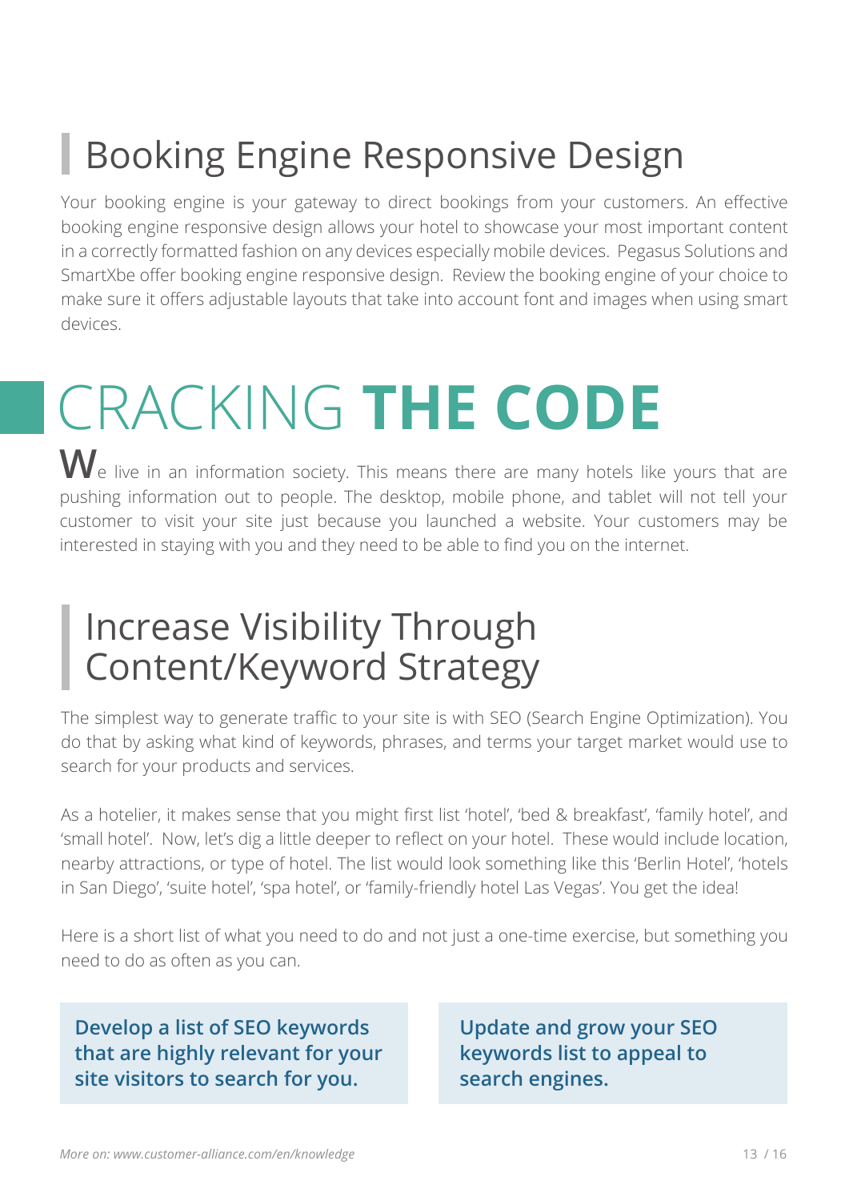## Booking Engine Responsive Design

Your booking engine is your gateway to direct bookings from your customers. An effective booking engine responsive design allows your hotel to showcase your most important content in a correctly formatted fashion on any devices especially mobile devices. Pegasus Solutions and SmartXbe offer booking engine responsive design. Review the booking engine of your choice to make sure it offers adjustable layouts that take into account font and images when using smart devices.

# CRACKING **THE CODE**

We live in an information society. This means there are many hotels like yours that are pushing information out to people. The desktop, mobile phone, and tablet will not tell your customer to visit your site just because you launched a website. Your customers may be interested in staying with you and they need to be able to find you on the internet.

## Increase Visibility Through Content/Keyword Strategy

The simplest way to generate traffic to your site is with SEO (Search Engine Optimization). You do that by asking what kind of keywords, phrases, and terms your target market would use to search for your products and services.

As a hotelier, it makes sense that you might first list 'hotel', 'bed & breakfast', 'family hotel', and 'small hotel'. Now, let's dig a little deeper to reflect on your hotel. These would include location, nearby attractions, or type of hotel. The list would look something like this 'Berlin Hotel', 'hotels in San Diego', 'suite hotel', 'spa hotel', or 'family-friendly hotel Las Vegas'. You get the idea!

Here is a short list of what you need to do and not just a one-time exercise, but something you need to do as often as you can.

**Develop a list of SEO keywords that are highly relevant for your site visitors to search for you.**

**Update and grow your SEO keywords list to appeal to search engines.**

*More on: www.customer-alliance.com/en/knowledge*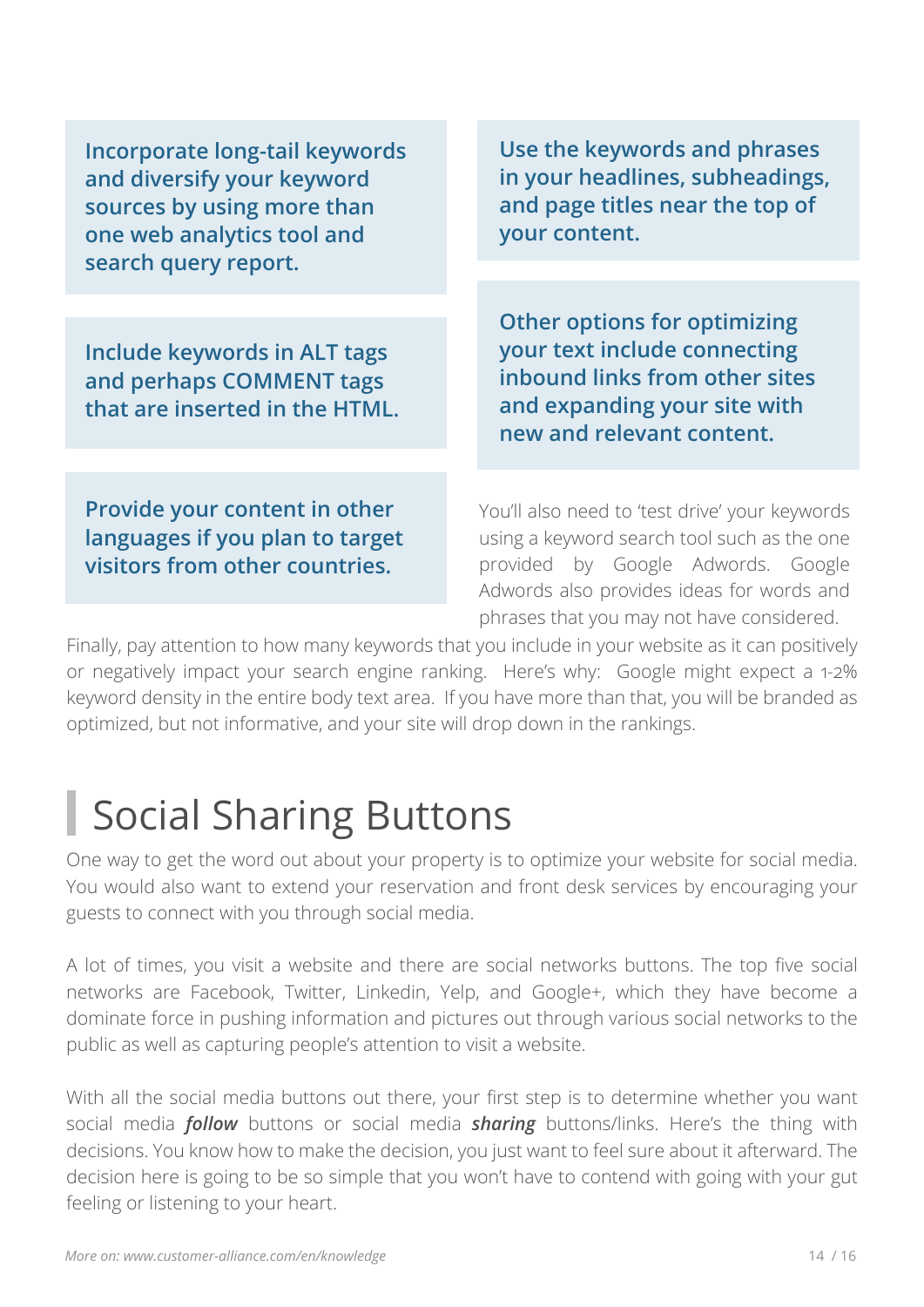**Incorporate long-tail keywords and diversify your keyword sources by using more than one web analytics tool and search query report.**

**Include keywords in ALT tags and perhaps COMMENT tags that are inserted in the HTML.**

**Provide your content in other languages if you plan to target visitors from other countries.**

**Use the keywords and phrases in your headlines, subheadings, and page titles near the top of your content.**

**Other options for optimizing your text include connecting inbound links from other sites and expanding your site with new and relevant content.**

You'll also need to 'test drive' your keywords using a keyword search tool such as the one provided by Google Adwords. Google Adwords also provides ideas for words and phrases that you may not have considered.

Finally, pay attention to how many keywords that you include in your website as it can positively or negatively impact your search engine ranking. Here's why: Google might expect a 1-2% keyword density in the entire body text area. If you have more than that, you will be branded as optimized, but not informative, and your site will drop down in the rankings.

# Social Sharing Buttons

One way to get the word out about your property is to optimize your website for social media. You would also want to extend your reservation and front desk services by encouraging your guests to connect with you through social media.

A lot of times, you visit a website and there are social networks buttons. The top five social networks are Facebook, Twitter, Linkedin, Yelp, and Google+, which they have become a dominate force in pushing information and pictures out through various social networks to the public as well as capturing people's attention to visit a website.

With all the social media buttons out there, your first step is to determine whether you want social media ***follow*** buttons or social media ***sharing*** buttons/links. Here's the thing with decisions. You know how to make the decision, you just want to feel sure about it afterward. The decision here is going to be so simple that you won't have to contend with going with your gut feeling or listening to your heart.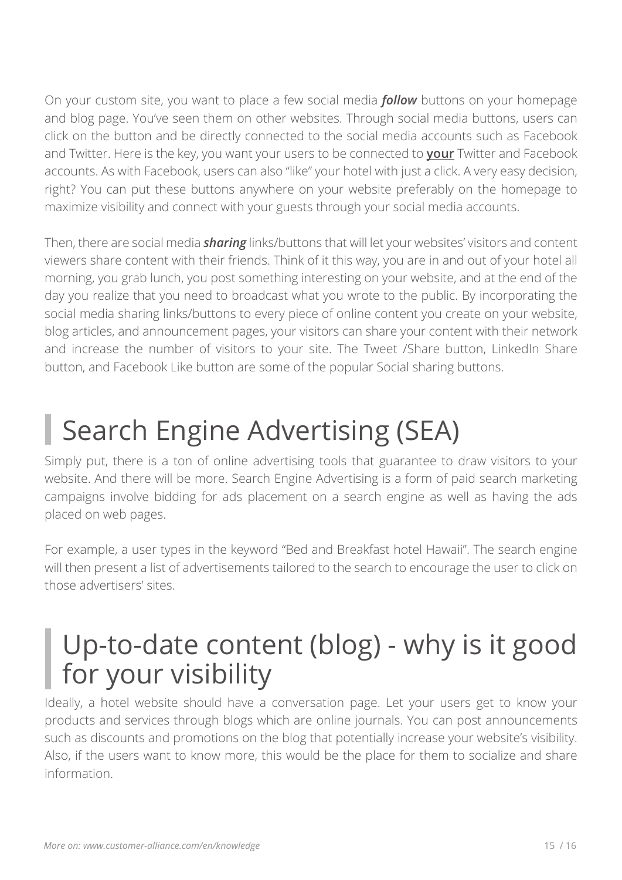On your custom site, you want to place a few social media ***follow*** buttons on your homepage and blog page. You've seen them on other websites. Through social media buttons, users can click on the button and be directly connected to the social media accounts such as Facebook and Twitter. Here is the key, you want your users to be connected to **your** Twitter and Facebook accounts. As with Facebook, users can also "like" your hotel with just a click. A very easy decision, right? You can put these buttons anywhere on your website preferably on the homepage to maximize visibility and connect with your guests through your social media accounts.

Then, there are social media ***sharing*** links/buttons that will let your websites' visitors and content viewers share content with their friends. Think of it this way, you are in and out of your hotel all morning, you grab lunch, you post something interesting on your website, and at the end of the day you realize that you need to broadcast what you wrote to the public. By incorporating the social media sharing links/buttons to every piece of online content you create on your website, blog articles, and announcement pages, your visitors can share your content with their network and increase the number of visitors to your site. The Tweet /Share button, LinkedIn Share button, and Facebook Like button are some of the popular Social sharing buttons.

# Search Engine Advertising (SEA)

Simply put, there is a ton of online advertising tools that guarantee to draw visitors to your website. And there will be more. Search Engine Advertising is a form of paid search marketing campaigns involve bidding for ads placement on a search engine as well as having the ads placed on web pages.

For example, a user types in the keyword "Bed and Breakfast hotel Hawaii". The search engine will then present a list of advertisements tailored to the search to encourage the user to click on those advertisers' sites.

# Up-to-date content (blog) - why is it good for your visibility

Ideally, a hotel website should have a conversation page. Let your users get to know your products and services through blogs which are online journals. You can post announcements such as discounts and promotions on the blog that potentially increase your website's visibility. Also, if the users want to know more, this would be the place for them to socialize and share information.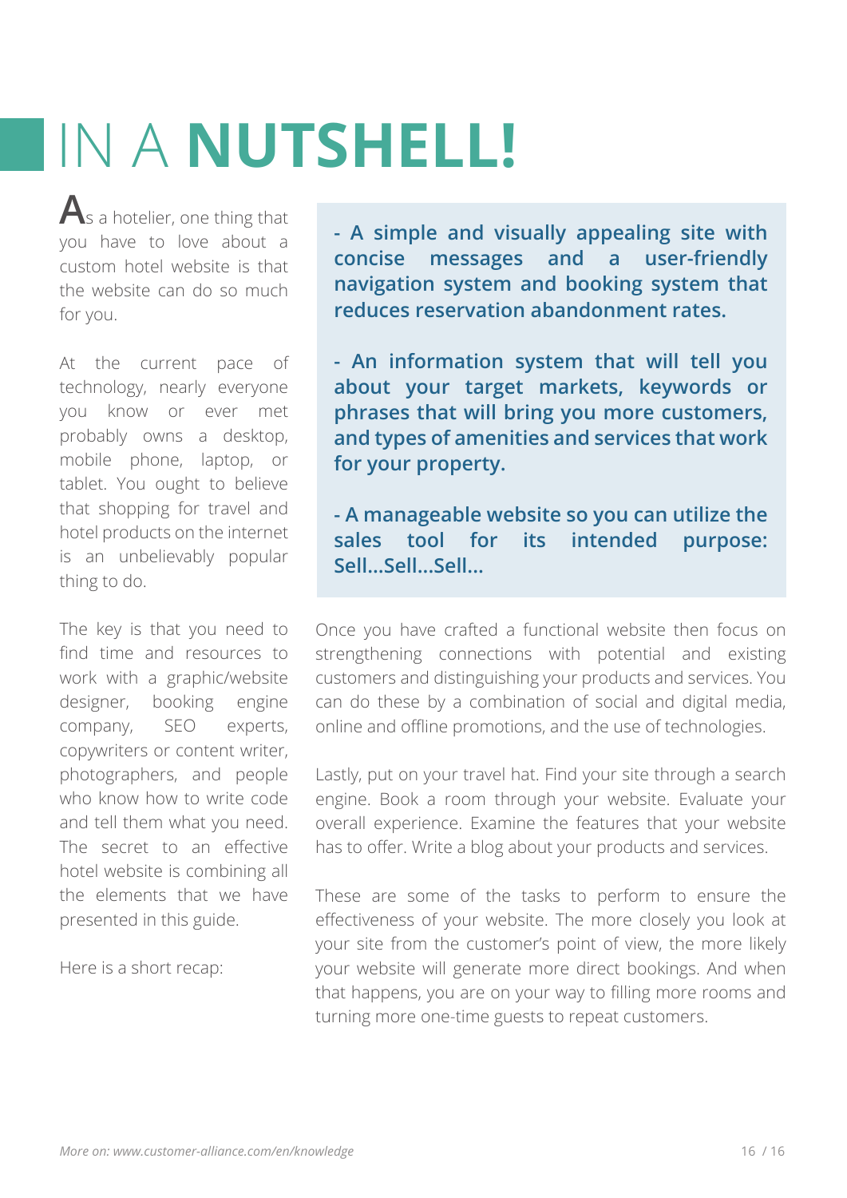# IN A **NUTSHELL!**

As a hotelier, one thing that you have to love about a custom hotel website is that the website can do so much for you.

At the current pace of technology, nearly everyone you know or ever met probably owns a desktop, mobile phone, laptop, or tablet. You ought to believe that shopping for travel and hotel products on the internet is an unbelievably popular thing to do.

The key is that you need to find time and resources to work with a graphic/website designer, booking engine company, SEO experts, copywriters or content writer, photographers, and people who know how to write code and tell them what you need. The secret to an effective hotel website is combining all the elements that we have presented in this guide.

Here is a short recap:

**- A simple and visually appealing site with concise messages and a user-friendly navigation system and booking system that reduces reservation abandonment rates.**

**- An information system that will tell you about your target markets, keywords or phrases that will bring you more customers, and types of amenities and services that work for your property.**

**- A manageable website so you can utilize the sales tool for its intended purpose: Sell...Sell...Sell...**

Once you have crafted a functional website then focus on strengthening connections with potential and existing customers and distinguishing your products and services. You can do these by a combination of social and digital media, online and offline promotions, and the use of technologies.

Lastly, put on your travel hat. Find your site through a search engine. Book a room through your website. Evaluate your overall experience. Examine the features that your website has to offer. Write a blog about your products and services.

These are some of the tasks to perform to ensure the effectiveness of your website. The more closely you look at your site from the customer's point of view, the more likely your website will generate more direct bookings. And when that happens, you are on your way to filling more rooms and turning more one-time guests to repeat customers.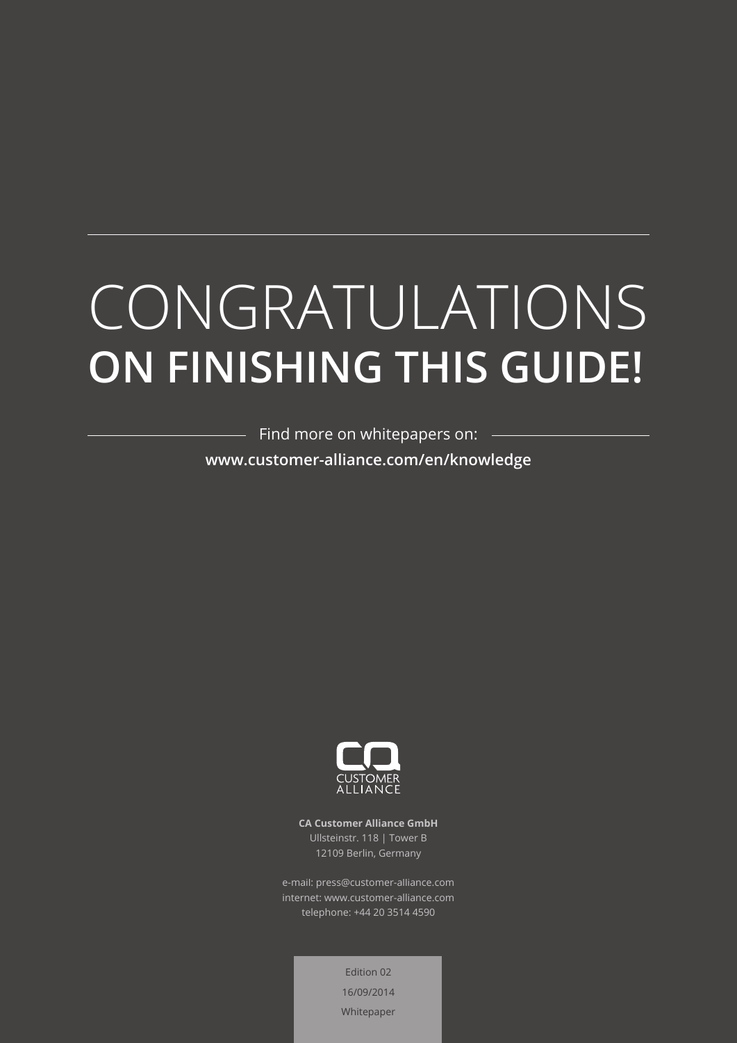# CONGRATULATIONS
## ON FINISHING THIS GUIDE!

Find more on whitepapers on:

**www.customer-alliance.com/en/knowledge**

CUSTOMER ALLIANCE

**CA Customer Alliance GmbH**
Ullsteinstr. 118 | Tower B
12109 Berlin, Germany

e-mail: press@customer-alliance.com
internet: www.customer-alliance.com
telephone: +44 20 3514 4590

Edition 02
16/09/2014
Whitepaper